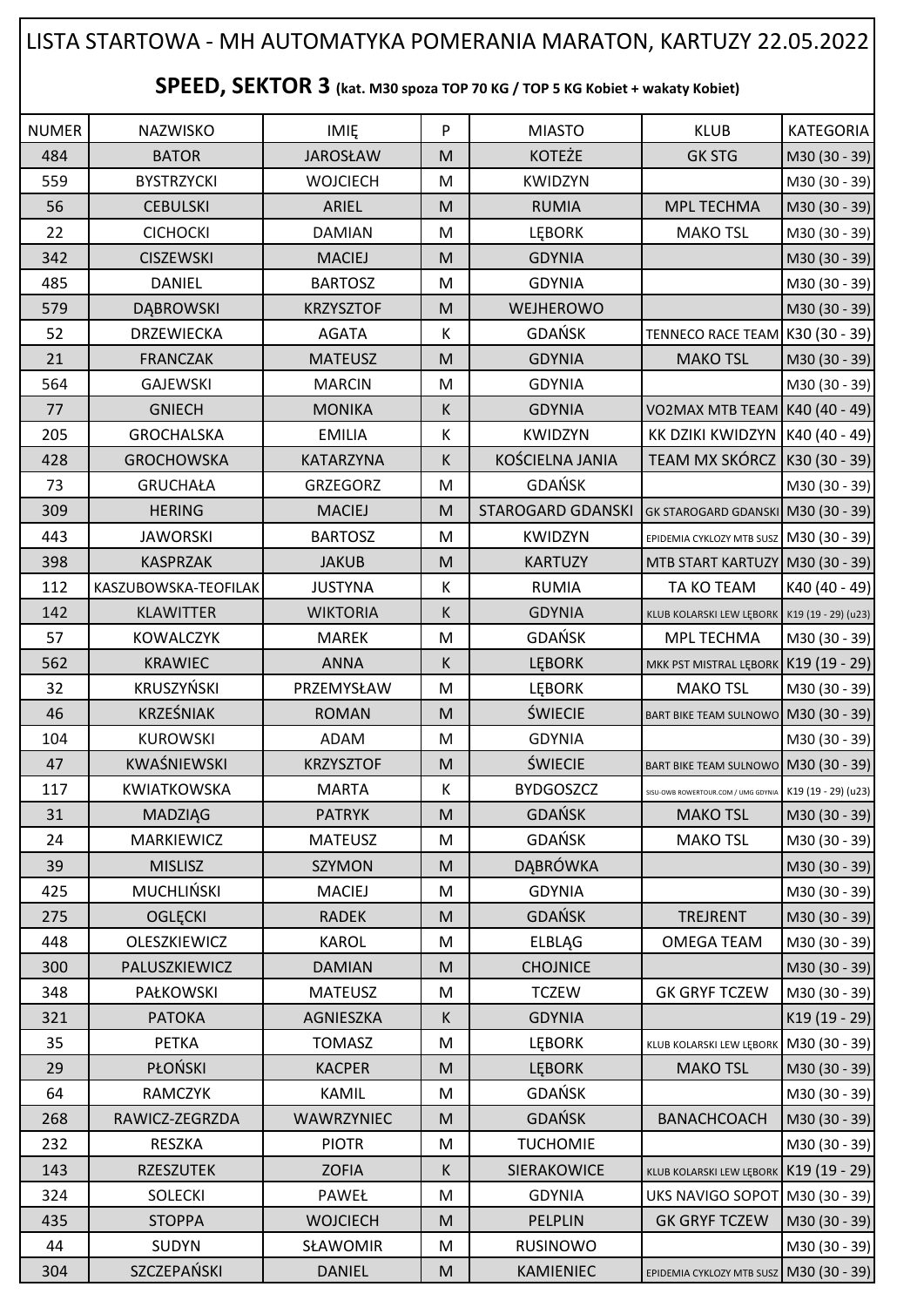# LISTA STARTOWA - MH AUTOMATYKA POMERANIA MARATON, KARTUZY 22.05.2022

## SPEED, SEKTOR 3 (kat. M30 spoza TOP 70 KG / TOP 5 KG Kobiet + wakaty Kobiet)

| NUMER | NAZWISKO | IMIĘ | P | MIASTO | KLUB | KATEGORIA |
|---|---|---|---|---|---|---|
| 484 | BATOR | JAROSŁAW | M | KOTEŻE | GK STG | M30 (30 - 39) |
| 559 | BYSTRZYCKI | WOJCIECH | M | KWIDZYN | | M30 (30 - 39) |
| 56 | CEBULSKI | ARIEL | M | RUMIA | MPL TECHMA | M30 (30 - 39) |
| 22 | CICHOCKI | DAMIAN | M | LĘBORK | MAKO TSL | M30 (30 - 39) |
| 342 | CISZEWSKI | MACIEJ | M | GDYNIA | | M30 (30 - 39) |
| 485 | DANIEL | BARTOSZ | M | GDYNIA | | M30 (30 - 39) |
| 579 | DĄBROWSKI | KRZYSZTOF | M | WEJHEROWO | | M30 (30 - 39) |
| 52 | DRZEWIECKA | AGATA | K | GDAŃSK | TENNECO RACE TEAM | K30 (30 - 39) |
| 21 | FRANCZAK | MATEUSZ | M | GDYNIA | MAKO TSL | M30 (30 - 39) |
| 564 | GAJEWSKI | MARCIN | M | GDYNIA | | M30 (30 - 39) |
| 77 | GNIECH | MONIKA | K | GDYNIA | VO2MAX MTB TEAM | K40 (40 - 49) |
| 205 | GROCHALSKA | EMILIA | K | KWIDZYN | KK DZIKI KWIDZYN | K40 (40 - 49) |
| 428 | GROCHOWSKA | KATARZYNA | K | KOŚCIELNA JANIA | TEAM MX SKÓRCZ | K30 (30 - 39) |
| 73 | GRUCHAŁA | GRZEGORZ | M | GDAŃSK | | M30 (30 - 39) |
| 309 | HERING | MACIEJ | M | STAROGARD GDANSKI | GK STAROGARD GDANSKI | M30 (30 - 39) |
| 443 | JAWORSKI | BARTOSZ | M | KWIDZYN | EPIDEMIA CYKLOZY MTB SUSZ | M30 (30 - 39) |
| 398 | KASPRZAK | JAKUB | M | KARTUZY | MTB START KARTUZY | M30 (30 - 39) |
| 112 | KASZUBOWSKA-TEOFILAK | JUSTYNA | K | RUMIA | TA KO TEAM | K40 (40 - 49) |
| 142 | KLAWITTER | WIKTORIA | K | GDYNIA | KLUB KOLARSKI LEW LĘBORK | K19 (19 - 29) (u23) |
| 57 | KOWALCZYK | MAREK | M | GDAŃSK | MPL TECHMA | M30 (30 - 39) |
| 562 | KRAWIEC | ANNA | K | LĘBORK | MKK PST MISTRAL LĘBORK | K19 (19 - 29) |
| 32 | KRUSZYŃSKI | PRZEMYSŁAW | M | LĘBORK | MAKO TSL | M30 (30 - 39) |
| 46 | KRZEŚNIAK | ROMAN | M | ŚWIECIE | BART BIKE TEAM SULNOWO | M30 (30 - 39) |
| 104 | KUROWSKI | ADAM | M | GDYNIA | | M30 (30 - 39) |
| 47 | KWAŚNIEWSKI | KRZYSZTOF | M | ŚWIECIE | BART BIKE TEAM SULNOWO | M30 (30 - 39) |
| 117 | KWIATKOWSKA | MARTA | K | BYDGOSZCZ | SISU-OWB ROWERTOUR.COM / UMG GDYNIA | K19 (19 - 29) (u23) |
| 31 | MADZIĄG | PATRYK | M | GDAŃSK | MAKO TSL | M30 (30 - 39) |
| 24 | MARKIEWICZ | MATEUSZ | M | GDAŃSK | MAKO TSL | M30 (30 - 39) |
| 39 | MISLISZ | SZYMON | M | DĄBRÓWKA | | M30 (30 - 39) |
| 425 | MUCHLIŃSKI | MACIEJ | M | GDYNIA | | M30 (30 - 39) |
| 275 | OGLĘCKI | RADEK | M | GDAŃSK | TREJRENT | M30 (30 - 39) |
| 448 | OLESZKIEWICZ | KAROL | M | ELBLĄG | OMEGA TEAM | M30 (30 - 39) |
| 300 | PALUSZKIEWICZ | DAMIAN | M | CHOJNICE | | M30 (30 - 39) |
| 348 | PAŁKOWSKI | MATEUSZ | M | TCZEW | GK GRYF TCZEW | M30 (30 - 39) |
| 321 | PATOKA | AGNIESZKA | K | GDYNIA | | K19 (19 - 29) |
| 35 | PETKA | TOMASZ | M | LĘBORK | KLUB KOLARSKI LEW LĘBORK | M30 (30 - 39) |
| 29 | PŁOŃSKI | KACPER | M | LĘBORK | MAKO TSL | M30 (30 - 39) |
| 64 | RAMCZYK | KAMIL | M | GDAŃSK | | M30 (30 - 39) |
| 268 | RAWICZ-ZEGRZDA | WAWRZYNIEC | M | GDAŃSK | BANACHCOACH | M30 (30 - 39) |
| 232 | RESZKA | PIOTR | M | TUCHOMIE | | M30 (30 - 39) |
| 143 | RZESZUTEK | ZOFIA | K | SIERAKOWICE | KLUB KOLARSKI LEW LĘBORK | K19 (19 - 29) |
| 324 | SOLECKI | PAWEŁ | M | GDYNIA | UKS NAVIGO SOPOT | M30 (30 - 39) |
| 435 | STOPPA | WOJCIECH | M | PELPLIN | GK GRYF TCZEW | M30 (30 - 39) |
| 44 | SUDYN | SŁAWOMIR | M | RUSINOWO | | M30 (30 - 39) |
| 304 | SZCZEPAŃSKI | DANIEL | M | KAMIENIEC | EPIDEMIA CYKLOZY MTB SUSZ | M30 (30 - 39) |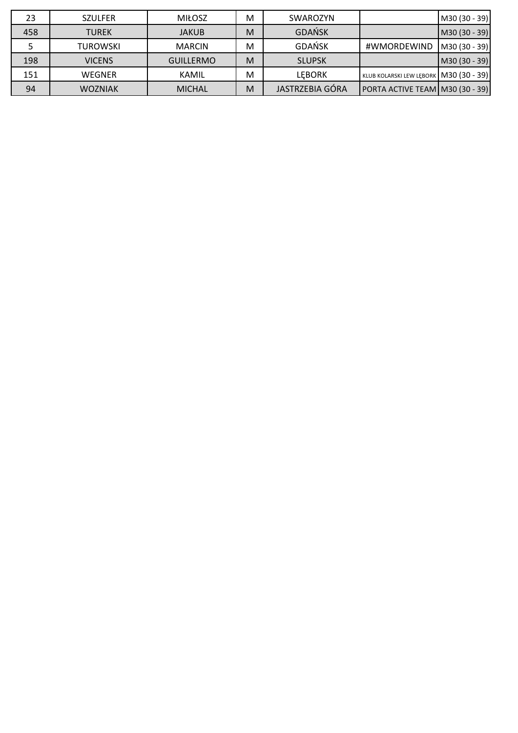| | | | | | | |
|---|---|---|---|---|---|---|
| 23 | SZULFER | MIŁOSZ | M | SWAROZYN | | M30 (30 - 39) |
| 458 | TUREK | JAKUB | M | GDAŃSK | | M30 (30 - 39) |
| 5 | TUROWSKI | MARCIN | M | GDAŃSK | #WMORDEWIND | M30 (30 - 39) |
| 198 | VICENS | GUILLERMO | M | SLUPSK | | M30 (30 - 39) |
| 151 | WEGNER | KAMIL | M | LĘBORK | KLUB KOLARSKI LEW LĘBORK | M30 (30 - 39) |
| 94 | WOZNIAK | MICHAL | M | JASTRZEBIA GÓRA | PORTA ACTIVE TEAM | M30 (30 - 39) |